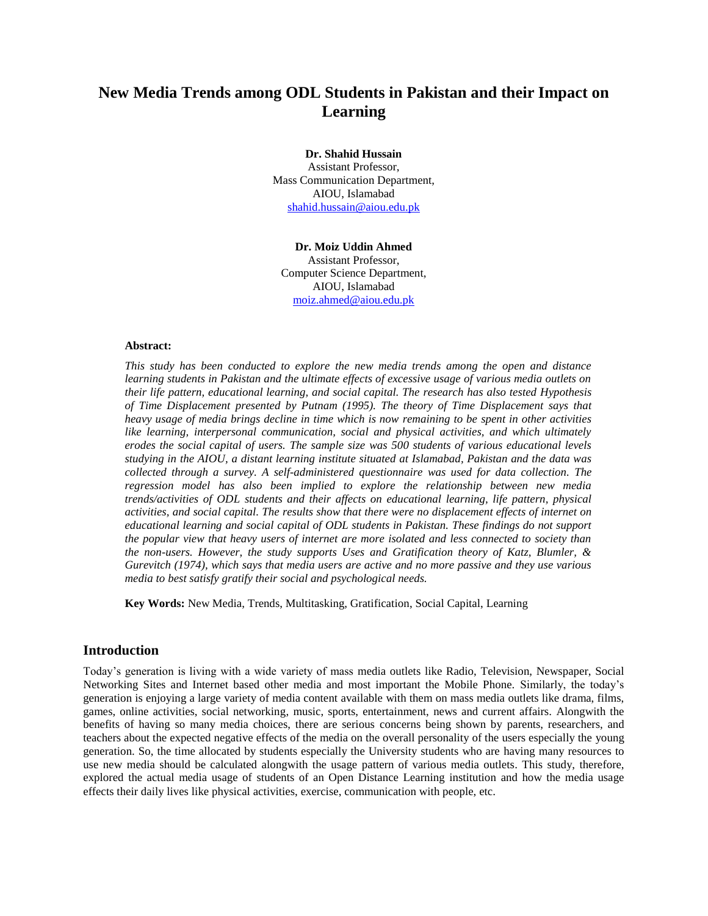# New Media Trends among ODL Students in Pakistan and their Impact on Learning

**Dr. Shahid Hussain**
Assistant Professor,
Mass Communication Department,
AIOU, Islamabad
shahid.hussain@aiou.edu.pk

**Dr. Moiz Uddin Ahmed**
Assistant Professor,
Computer Science Department,
AIOU, Islamabad
moiz.ahmed@aiou.edu.pk

**Abstract:**

*This study has been conducted to explore the new media trends among the open and distance learning students in Pakistan and the ultimate effects of excessive usage of various media outlets on their life pattern, educational learning, and social capital. The research has also tested Hypothesis of Time Displacement presented by Putnam (1995). The theory of Time Displacement says that heavy usage of media brings decline in time which is now remaining to be spent in other activities like learning, interpersonal communication, social and physical activities, and which ultimately erodes the social capital of users. The sample size was 500 students of various educational levels studying in the AIOU, a distant learning institute situated at Islamabad, Pakistan and the data was collected through a survey. A self-administered questionnaire was used for data collection. The regression model has also been implied to explore the relationship between new media trends/activities of ODL students and their affects on educational learning, life pattern, physical activities, and social capital. The results show that there were no displacement effects of internet on educational learning and social capital of ODL students in Pakistan. These findings do not support the popular view that heavy users of internet are more isolated and less connected to society than the non-users. However, the study supports Uses and Gratification theory of Katz, Blumler, & Gurevitch (1974), which says that media users are active and no more passive and they use various media to best satisfy gratify their social and psychological needs.*

**Key Words:** New Media, Trends, Multitasking, Gratification, Social Capital, Learning

## Introduction

Today's generation is living with a wide variety of mass media outlets like Radio, Television, Newspaper, Social Networking Sites and Internet based other media and most important the Mobile Phone. Similarly, the today's generation is enjoying a large variety of media content available with them on mass media outlets like drama, films, games, online activities, social networking, music, sports, entertainment, news and current affairs. Alongwith the benefits of having so many media choices, there are serious concerns being shown by parents, researchers, and teachers about the expected negative effects of the media on the overall personality of the users especially the young generation. So, the time allocated by students especially the University students who are having many resources to use new media should be calculated alongwith the usage pattern of various media outlets. This study, therefore, explored the actual media usage of students of an Open Distance Learning institution and how the media usage effects their daily lives like physical activities, exercise, communication with people, etc.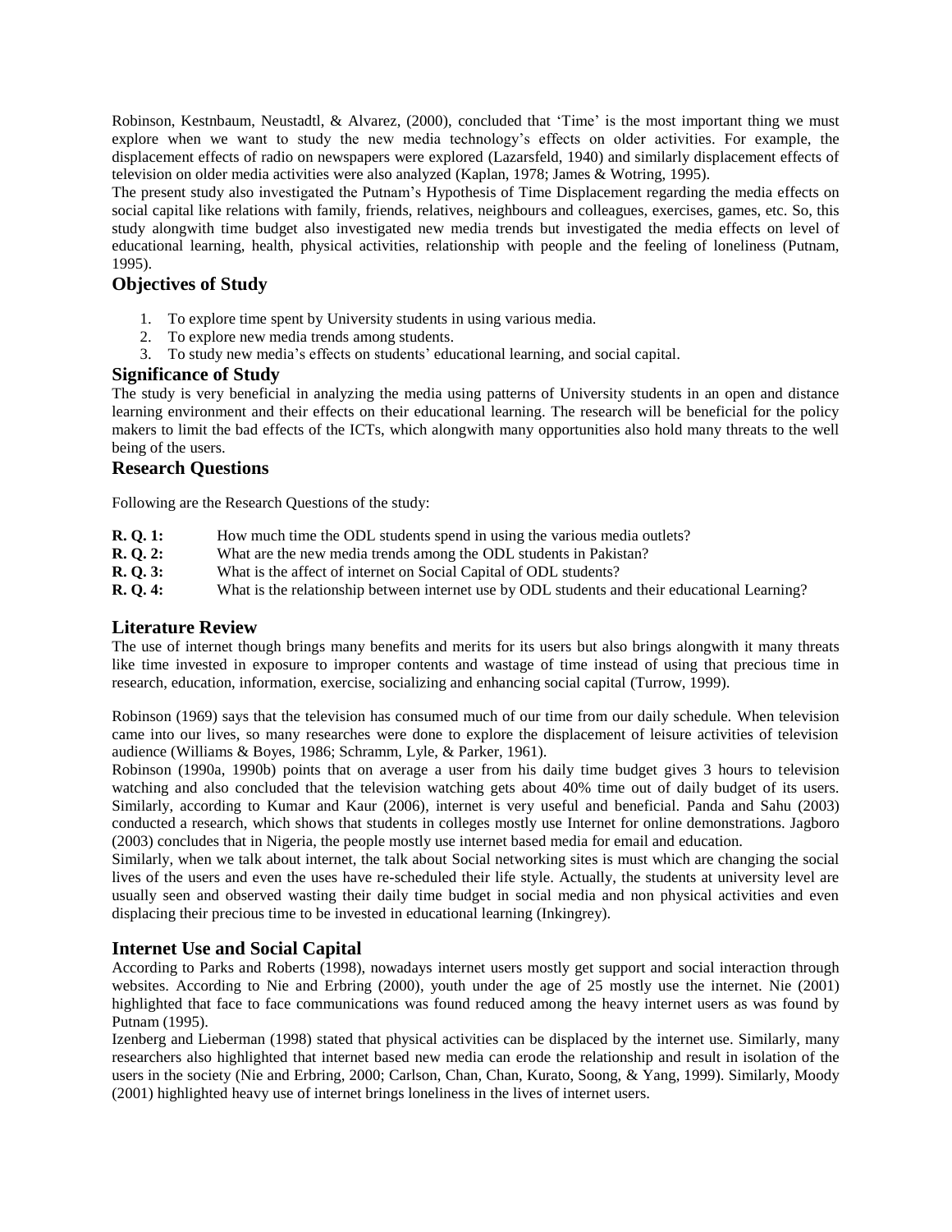Robinson, Kestnbaum, Neustadtl, & Alvarez, (2000), concluded that 'Time' is the most important thing we must explore when we want to study the new media technology's effects on older activities. For example, the displacement effects of radio on newspapers were explored (Lazarsfeld, 1940) and similarly displacement effects of television on older media activities were also analyzed (Kaplan, 1978; James & Wotring, 1995).

The present study also investigated the Putnam's Hypothesis of Time Displacement regarding the media effects on social capital like relations with family, friends, relatives, neighbours and colleagues, exercises, games, etc. So, this study alongwith time budget also investigated new media trends but investigated the media effects on level of educational learning, health, physical activities, relationship with people and the feeling of loneliness (Putnam, 1995).

## Objectives of Study

1. To explore time spent by University students in using various media.
2. To explore new media trends among students.
3. To study new media's effects on students' educational learning, and social capital.

## Significance of Study

The study is very beneficial in analyzing the media using patterns of University students in an open and distance learning environment and their effects on their educational learning. The research will be beneficial for the policy makers to limit the bad effects of the ICTs, which alongwith many opportunities also hold many threats to the well being of the users.

## Research Questions

Following are the Research Questions of the study:

**R. Q. 1:** How much time the ODL students spend in using the various media outlets?

**R. Q. 2:** What are the new media trends among the ODL students in Pakistan?

**R. Q. 3:** What is the affect of internet on Social Capital of ODL students?

**R. Q. 4:** What is the relationship between internet use by ODL students and their educational Learning?

## Literature Review

The use of internet though brings many benefits and merits for its users but also brings alongwith it many threats like time invested in exposure to improper contents and wastage of time instead of using that precious time in research, education, information, exercise, socializing and enhancing social capital (Turrow, 1999).

Robinson (1969) says that the television has consumed much of our time from our daily schedule. When television came into our lives, so many researches were done to explore the displacement of leisure activities of television audience (Williams & Boyes, 1986; Schramm, Lyle, & Parker, 1961).

Robinson (1990a, 1990b) points that on average a user from his daily time budget gives 3 hours to television watching and also concluded that the television watching gets about 40% time out of daily budget of its users. Similarly, according to Kumar and Kaur (2006), internet is very useful and beneficial. Panda and Sahu (2003) conducted a research, which shows that students in colleges mostly use Internet for online demonstrations. Jagboro (2003) concludes that in Nigeria, the people mostly use internet based media for email and education.

Similarly, when we talk about internet, the talk about Social networking sites is must which are changing the social lives of the users and even the uses have re-scheduled their life style. Actually, the students at university level are usually seen and observed wasting their daily time budget in social media and non physical activities and even displacing their precious time to be invested in educational learning (Inkingrey).

## Internet Use and Social Capital

According to Parks and Roberts (1998), nowadays internet users mostly get support and social interaction through websites. According to Nie and Erbring (2000), youth under the age of 25 mostly use the internet. Nie (2001) highlighted that face to face communications was found reduced among the heavy internet users as was found by Putnam (1995).

Izenberg and Lieberman (1998) stated that physical activities can be displaced by the internet use. Similarly, many researchers also highlighted that internet based new media can erode the relationship and result in isolation of the users in the society (Nie and Erbring, 2000; Carlson, Chan, Chan, Kurato, Soong, & Yang, 1999). Similarly, Moody (2001) highlighted heavy use of internet brings loneliness in the lives of internet users.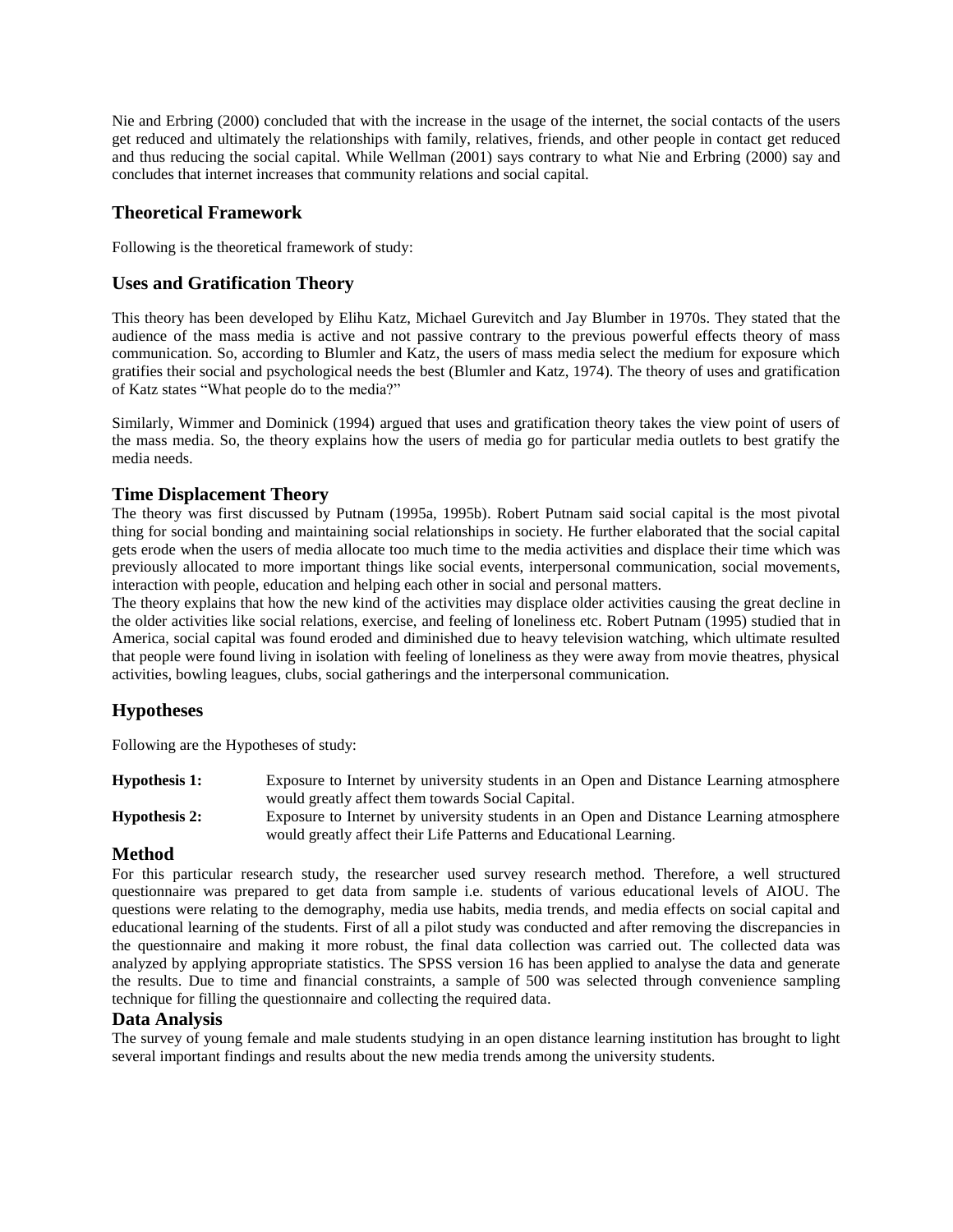Nie and Erbring (2000) concluded that with the increase in the usage of the internet, the social contacts of the users get reduced and ultimately the relationships with family, relatives, friends, and other people in contact get reduced and thus reducing the social capital. While Wellman (2001) says contrary to what Nie and Erbring (2000) say and concludes that internet increases that community relations and social capital.

## Theoretical Framework

Following is the theoretical framework of study:

## Uses and Gratification Theory

This theory has been developed by Elihu Katz, Michael Gurevitch and Jay Blumber in 1970s. They stated that the audience of the mass media is active and not passive contrary to the previous powerful effects theory of mass communication. So, according to Blumler and Katz, the users of mass media select the medium for exposure which gratifies their social and psychological needs the best (Blumler and Katz, 1974). The theory of uses and gratification of Katz states "What people do to the media?"

Similarly, Wimmer and Dominick (1994) argued that uses and gratification theory takes the view point of users of the mass media. So, the theory explains how the users of media go for particular media outlets to best gratify the media needs.

## Time Displacement Theory

The theory was first discussed by Putnam (1995a, 1995b). Robert Putnam said social capital is the most pivotal thing for social bonding and maintaining social relationships in society. He further elaborated that the social capital gets erode when the users of media allocate too much time to the media activities and displace their time which was previously allocated to more important things like social events, interpersonal communication, social movements, interaction with people, education and helping each other in social and personal matters.

The theory explains that how the new kind of the activities may displace older activities causing the great decline in the older activities like social relations, exercise, and feeling of loneliness etc. Robert Putnam (1995) studied that in America, social capital was found eroded and diminished due to heavy television watching, which ultimate resulted that people were found living in isolation with feeling of loneliness as they were away from movie theatres, physical activities, bowling leagues, clubs, social gatherings and the interpersonal communication.

## Hypotheses

Following are the Hypotheses of study:

**Hypothesis 1:** Exposure to Internet by university students in an Open and Distance Learning atmosphere would greatly affect them towards Social Capital.

**Hypothesis 2:** Exposure to Internet by university students in an Open and Distance Learning atmosphere would greatly affect their Life Patterns and Educational Learning.

## Method

For this particular research study, the researcher used survey research method. Therefore, a well structured questionnaire was prepared to get data from sample i.e. students of various educational levels of AIOU. The questions were relating to the demography, media use habits, media trends, and media effects on social capital and educational learning of the students. First of all a pilot study was conducted and after removing the discrepancies in the questionnaire and making it more robust, the final data collection was carried out. The collected data was analyzed by applying appropriate statistics. The SPSS version 16 has been applied to analyse the data and generate the results. Due to time and financial constraints, a sample of 500 was selected through convenience sampling technique for filling the questionnaire and collecting the required data.

## Data Analysis

The survey of young female and male students studying in an open distance learning institution has brought to light several important findings and results about the new media trends among the university students.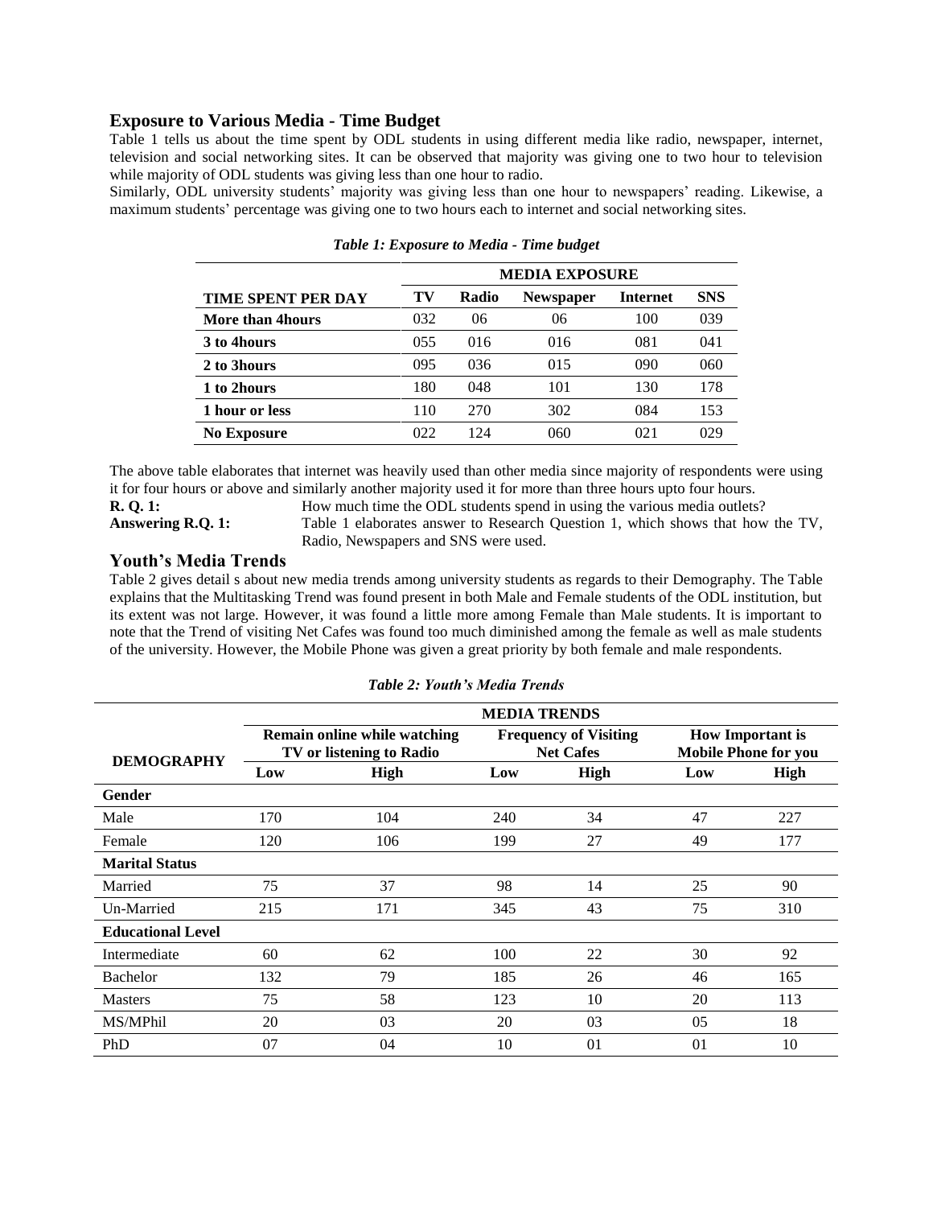## Exposure to Various Media - Time Budget

Table 1 tells us about the time spent by ODL students in using different media like radio, newspaper, internet, television and social networking sites. It can be observed that majority was giving one to two hour to television while majority of ODL students was giving less than one hour to radio.

Similarly, ODL university students' majority was giving less than one hour to newspapers' reading. Likewise, a maximum students' percentage was giving one to two hours each to internet and social networking sites.

*Table 1: Exposure to Media - Time budget*

| | MEDIA EXPOSURE | | | | |
|---|---|---|---|---|---|
| **TIME SPENT PER DAY** | **TV** | **Radio** | **Newspaper** | **Internet** | **SNS** |
| **More than 4hours** | 032 | 06 | 06 | 100 | 039 |
| **3 to 4hours** | 055 | 016 | 016 | 081 | 041 |
| **2 to 3hours** | 095 | 036 | 015 | 090 | 060 |
| **1 to 2hours** | 180 | 048 | 101 | 130 | 178 |
| **1 hour or less** | 110 | 270 | 302 | 084 | 153 |
| **No Exposure** | 022 | 124 | 060 | 021 | 029 |

The above table elaborates that internet was heavily used than other media since majority of respondents were using it for four hours or above and similarly another majority used it for more than three hours upto four hours.

**R. Q. 1:** How much time the ODL students spend in using the various media outlets?

**Answering R.Q. 1:** Table 1 elaborates answer to Research Question 1, which shows that how the TV, Radio, Newspapers and SNS were used.

## Youth's Media Trends

Table 2 gives detail s about new media trends among university students as regards to their Demography. The Table explains that the Multitasking Trend was found present in both Male and Female students of the ODL institution, but its extent was not large. However, it was found a little more among Female than Male students. It is important to note that the Trend of visiting Net Cafes was found too much diminished among the female as well as male students of the university. However, the Mobile Phone was given a great priority by both female and male respondents.

*Table 2: Youth's Media Trends*

| | MEDIA TRENDS | | | | | |
|---|---|---|---|---|---|---|
| | **Remain online while watching TV or listening to Radio** | | **Frequency of Visiting Net Cafes** | | **How Important is Mobile Phone for you** | |
| **DEMOGRAPHY** | **Low** | **High** | **Low** | **High** | **Low** | **High** |
| **Gender** | | | | | | |
| Male | 170 | 104 | 240 | 34 | 47 | 227 |
| Female | 120 | 106 | 199 | 27 | 49 | 177 |
| **Marital Status** | | | | | | |
| Married | 75 | 37 | 98 | 14 | 25 | 90 |
| Un-Married | 215 | 171 | 345 | 43 | 75 | 310 |
| **Educational Level** | | | | | | |
| Intermediate | 60 | 62 | 100 | 22 | 30 | 92 |
| Bachelor | 132 | 79 | 185 | 26 | 46 | 165 |
| Masters | 75 | 58 | 123 | 10 | 20 | 113 |
| MS/MPhil | 20 | 03 | 20 | 03 | 05 | 18 |
| PhD | 07 | 04 | 10 | 01 | 01 | 10 |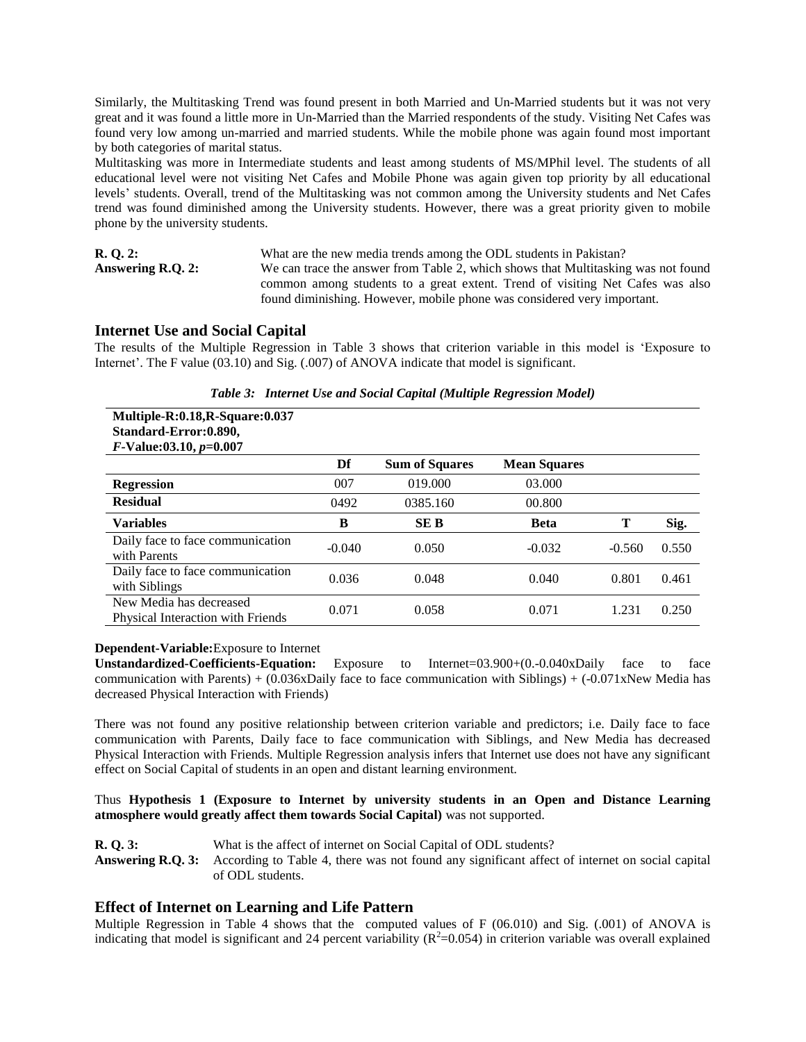Similarly, the Multitasking Trend was found present in both Married and Un-Married students but it was not very great and it was found a little more in Un-Married than the Married respondents of the study. Visiting Net Cafes was found very low among un-married and married students. While the mobile phone was again found most important by both categories of marital status.

Multitasking was more in Intermediate students and least among students of MS/MPhil level. The students of all educational level were not visiting Net Cafes and Mobile Phone was again given top priority by all educational levels' students. Overall, trend of the Multitasking was not common among the University students and Net Cafes trend was found diminished among the University students. However, there was a great priority given to mobile phone by the university students.

**R. Q. 2:** What are the new media trends among the ODL students in Pakistan?

**Answering R.Q. 2:** We can trace the answer from Table 2, which shows that Multitasking was not found common among students to a great extent. Trend of visiting Net Cafes was also found diminishing. However, mobile phone was considered very important.

## Internet Use and Social Capital

The results of the Multiple Regression in Table 3 shows that criterion variable in this model is 'Exposure to Internet'. The F value (03.10) and Sig. (.007) of ANOVA indicate that model is significant.

*Table 3: Internet Use and Social Capital (Multiple Regression Model)*

| **Multiple-R:0.18,R-Square:0.037 Standard-Error:0.890, *F*-Value:03.10, *p*=0.007** | | | | | |
|---|---|---|---|---|---|
| | **Df** | **Sum of Squares** | **Mean Squares** | | |
| **Regression** | 007 | 019.000 | 03.000 | | |
| **Residual** | 0492 | 0385.160 | 00.800 | | |
| **Variables** | **B** | **SE B** | **Beta** | **T** | **Sig.** |
| Daily face to face communication with Parents | -0.040 | 0.050 | -0.032 | -0.560 | 0.550 |
| Daily face to face communication with Siblings | 0.036 | 0.048 | 0.040 | 0.801 | 0.461 |
| New Media has decreased Physical Interaction with Friends | 0.071 | 0.058 | 0.071 | 1.231 | 0.250 |

**Dependent-Variable:** Exposure to Internet

**Unstandardized-Coefficients-Equation:** Exposure to Internet=03.900+(0.-0.040xDaily face to face communication with Parents) + (0.036xDaily face to face communication with Siblings) + (-0.071xNew Media has decreased Physical Interaction with Friends)

There was not found any positive relationship between criterion variable and predictors; i.e. Daily face to face communication with Parents, Daily face to face communication with Siblings, and New Media has decreased Physical Interaction with Friends. Multiple Regression analysis infers that Internet use does not have any significant effect on Social Capital of students in an open and distant learning environment.

Thus **Hypothesis 1 (Exposure to Internet by university students in an Open and Distance Learning atmosphere would greatly affect them towards Social Capital)** was not supported.

**R. Q. 3:** What is the affect of internet on Social Capital of ODL students?

**Answering R.Q. 3:** According to Table 4, there was not found any significant affect of internet on social capital of ODL students.

## Effect of Internet on Learning and Life Pattern

Multiple Regression in Table 4 shows that the computed values of F (06.010) and Sig. (.001) of ANOVA is indicating that model is significant and 24 percent variability ($R^2$=0.054) in criterion variable was overall explained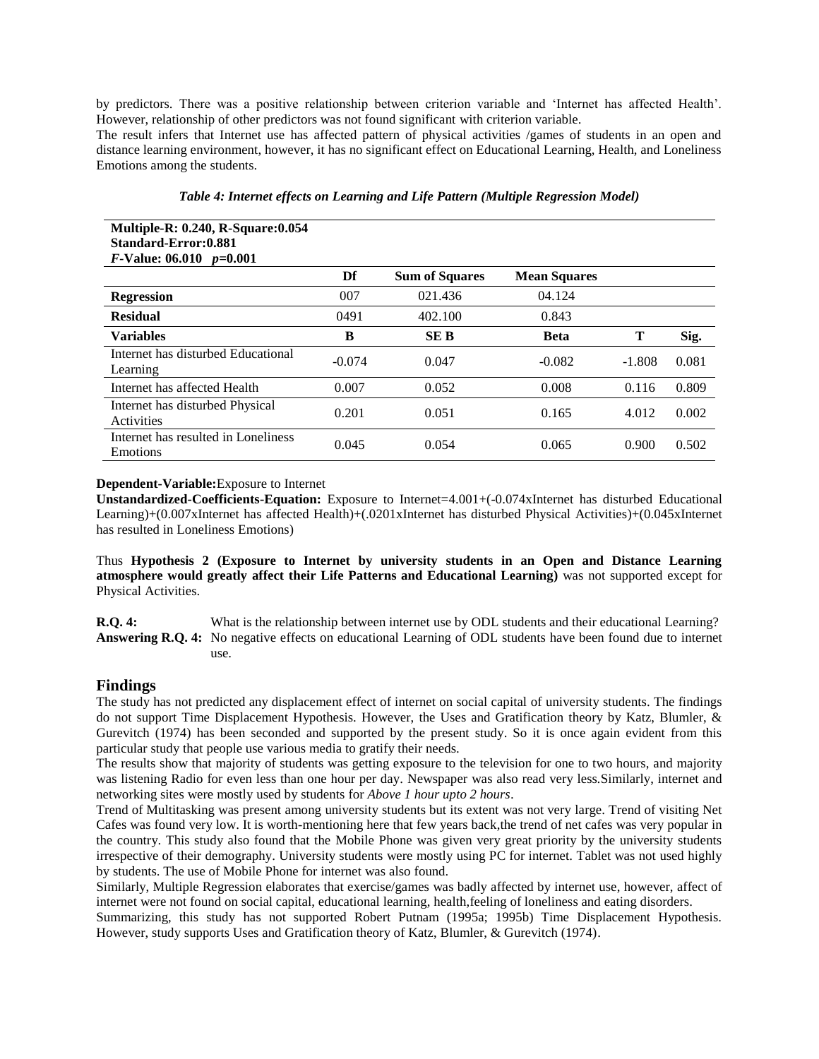by predictors. There was a positive relationship between criterion variable and 'Internet has affected Health'. However, relationship of other predictors was not found significant with criterion variable.

The result infers that Internet use has affected pattern of physical activities /games of students in an open and distance learning environment, however, it has no significant effect on Educational Learning, Health, and Loneliness Emotions among the students.

***Table 4: Internet effects on Learning and Life Pattern (Multiple Regression Model)***

| **Multiple-R: 0.240, R-Square:0.054 Standard-Error:0.881 *F*-Value: 06.010 *p*=0.001** | | | | | |
|---|---|---|---|---|---|
| | **Df** | **Sum of Squares** | **Mean Squares** | | |
| **Regression** | 007 | 021.436 | 04.124 | | |
| **Residual** | 0491 | 402.100 | 0.843 | | |
| **Variables** | **B** | **SE B** | **Beta** | **T** | **Sig.** |
| Internet has disturbed Educational Learning | -0.074 | 0.047 | -0.082 | -1.808 | 0.081 |
| Internet has affected Health | 0.007 | 0.052 | 0.008 | 0.116 | 0.809 |
| Internet has disturbed Physical Activities | 0.201 | 0.051 | 0.165 | 4.012 | 0.002 |
| Internet has resulted in Loneliness Emotions | 0.045 | 0.054 | 0.065 | 0.900 | 0.502 |

**Dependent-Variable:**Exposure to Internet

**Unstandardized-Coefficients-Equation:** Exposure to Internet=4.001+(-0.074xInternet has disturbed Educational Learning)+(0.007xInternet has affected Health)+(.0201xInternet has disturbed Physical Activities)+(0.045xInternet has resulted in Loneliness Emotions)

Thus **Hypothesis 2 (Exposure to Internet by university students in an Open and Distance Learning atmosphere would greatly affect their Life Patterns and Educational Learning)** was not supported except for Physical Activities.

**R.Q. 4:** What is the relationship between internet use by ODL students and their educational Learning?

**Answering R.Q. 4:** No negative effects on educational Learning of ODL students have been found due to internet use.

## Findings

The study has not predicted any displacement effect of internet on social capital of university students. The findings do not support Time Displacement Hypothesis. However, the Uses and Gratification theory by Katz, Blumler, & Gurevitch (1974) has been seconded and supported by the present study. So it is once again evident from this particular study that people use various media to gratify their needs.

The results show that majority of students was getting exposure to the television for one to two hours, and majority was listening Radio for even less than one hour per day. Newspaper was also read very less.Similarly, internet and networking sites were mostly used by students for *Above 1 hour upto 2 hours*.

Trend of Multitasking was present among university students but its extent was not very large. Trend of visiting Net Cafes was found very low. It is worth-mentioning here that few years back,the trend of net cafes was very popular in the country. This study also found that the Mobile Phone was given very great priority by the university students irrespective of their demography. University students were mostly using PC for internet. Tablet was not used highly by students. The use of Mobile Phone for internet was also found.

Similarly, Multiple Regression elaborates that exercise/games was badly affected by internet use, however, affect of internet were not found on social capital, educational learning, health,feeling of loneliness and eating disorders.

Summarizing, this study has not supported Robert Putnam (1995a; 1995b) Time Displacement Hypothesis. However, study supports Uses and Gratification theory of Katz, Blumler, & Gurevitch (1974).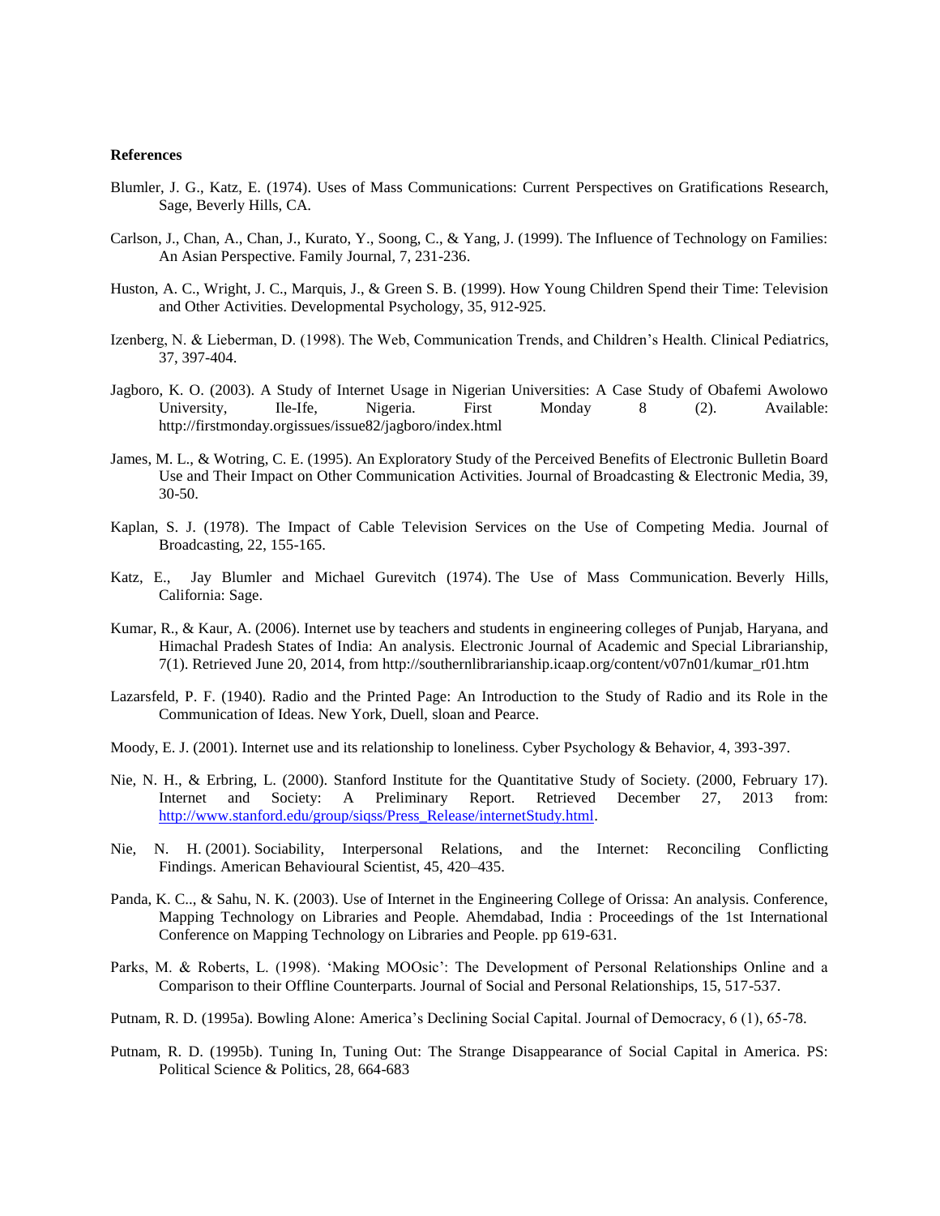**References**

Blumler, J. G., Katz, E. (1974). Uses of Mass Communications: Current Perspectives on Gratifications Research, Sage, Beverly Hills, CA.

Carlson, J., Chan, A., Chan, J., Kurato, Y., Soong, C., & Yang, J. (1999). The Influence of Technology on Families: An Asian Perspective. Family Journal, 7, 231-236.

Huston, A. C., Wright, J. C., Marquis, J., & Green S. B. (1999). How Young Children Spend their Time: Television and Other Activities. Developmental Psychology, 35, 912-925.

Izenberg, N. & Lieberman, D. (1998). The Web, Communication Trends, and Children's Health. Clinical Pediatrics, 37, 397-404.

Jagboro, K. O. (2003). A Study of Internet Usage in Nigerian Universities: A Case Study of Obafemi Awolowo University, Ile-Ife, Nigeria. First Monday 8 (2). Available: http://firstmonday.orgissues/issue82/jagboro/index.html

James, M. L., & Wotring, C. E. (1995). An Exploratory Study of the Perceived Benefits of Electronic Bulletin Board Use and Their Impact on Other Communication Activities. Journal of Broadcasting & Electronic Media, 39, 30-50.

Kaplan, S. J. (1978). The Impact of Cable Television Services on the Use of Competing Media. Journal of Broadcasting, 22, 155-165.

Katz, E., Jay Blumler and Michael Gurevitch (1974). The Use of Mass Communication. Beverly Hills, California: Sage.

Kumar, R., & Kaur, A. (2006). Internet use by teachers and students in engineering colleges of Punjab, Haryana, and Himachal Pradesh States of India: An analysis. Electronic Journal of Academic and Special Librarianship, 7(1). Retrieved June 20, 2014, from http://southernlibrarianship.icaap.org/content/v07n01/kumar_r01.htm

Lazarsfeld, P. F. (1940). Radio and the Printed Page: An Introduction to the Study of Radio and its Role in the Communication of Ideas. New York, Duell, sloan and Pearce.

Moody, E. J. (2001). Internet use and its relationship to loneliness. Cyber Psychology & Behavior, 4, 393-397.

Nie, N. H., & Erbring, L. (2000). Stanford Institute for the Quantitative Study of Society. (2000, February 17). Internet and Society: A Preliminary Report. Retrieved December 27, 2013 from: http://www.stanford.edu/group/siqss/Press_Release/internetStudy.html.

Nie, N. H. (2001). Sociability, Interpersonal Relations, and the Internet: Reconciling Conflicting Findings. American Behavioural Scientist, 45, 420–435.

Panda, K. C.., & Sahu, N. K. (2003). Use of Internet in the Engineering College of Orissa: An analysis. Conference, Mapping Technology on Libraries and People. Ahemdabad, India : Proceedings of the 1st International Conference on Mapping Technology on Libraries and People. pp 619-631.

Parks, M. & Roberts, L. (1998). 'Making MOOsic': The Development of Personal Relationships Online and a Comparison to their Offline Counterparts. Journal of Social and Personal Relationships, 15, 517-537.

Putnam, R. D. (1995a). Bowling Alone: America's Declining Social Capital. Journal of Democracy, 6 (1), 65-78.

Putnam, R. D. (1995b). Tuning In, Tuning Out: The Strange Disappearance of Social Capital in America. PS: Political Science & Politics, 28, 664-683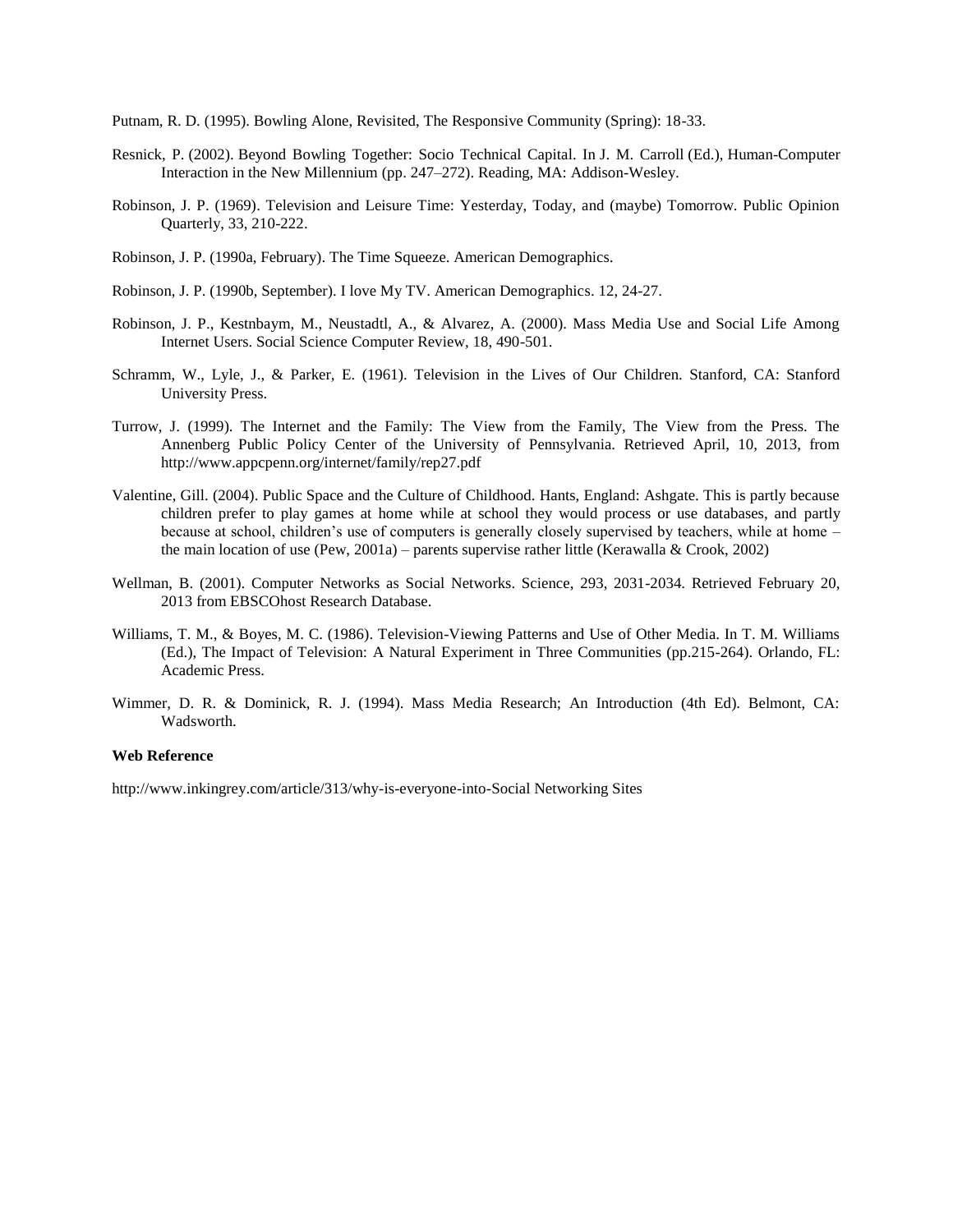Putnam, R. D. (1995). Bowling Alone, Revisited, The Responsive Community (Spring): 18-33.

Resnick, P. (2002). Beyond Bowling Together: Socio Technical Capital. In J. M. Carroll (Ed.), Human-Computer Interaction in the New Millennium (pp. 247–272). Reading, MA: Addison-Wesley.

Robinson, J. P. (1969). Television and Leisure Time: Yesterday, Today, and (maybe) Tomorrow. Public Opinion Quarterly, 33, 210-222.

Robinson, J. P. (1990a, February). The Time Squeeze. American Demographics.

Robinson, J. P. (1990b, September). I love My TV. American Demographics. 12, 24-27.

Robinson, J. P., Kestnbaym, M., Neustadtl, A., & Alvarez, A. (2000). Mass Media Use and Social Life Among Internet Users. Social Science Computer Review, 18, 490-501.

Schramm, W., Lyle, J., & Parker, E. (1961). Television in the Lives of Our Children. Stanford, CA: Stanford University Press.

Turrow, J. (1999). The Internet and the Family: The View from the Family, The View from the Press. The Annenberg Public Policy Center of the University of Pennsylvania. Retrieved April, 10, 2013, from http://www.appcpenn.org/internet/family/rep27.pdf

Valentine, Gill. (2004). Public Space and the Culture of Childhood. Hants, England: Ashgate. This is partly because children prefer to play games at home while at school they would process or use databases, and partly because at school, children's use of computers is generally closely supervised by teachers, while at home – the main location of use (Pew, 2001a) – parents supervise rather little (Kerawalla & Crook, 2002)

Wellman, B. (2001). Computer Networks as Social Networks. Science, 293, 2031-2034. Retrieved February 20, 2013 from EBSCOhost Research Database.

Williams, T. M., & Boyes, M. C. (1986). Television-Viewing Patterns and Use of Other Media. In T. M. Williams (Ed.), The Impact of Television: A Natural Experiment in Three Communities (pp.215-264). Orlando, FL: Academic Press.

Wimmer, D. R. & Dominick, R. J. (1994). Mass Media Research; An Introduction (4th Ed). Belmont, CA: Wadsworth.

**Web Reference**

http://www.inkingrey.com/article/313/why-is-everyone-into-Social Networking Sites